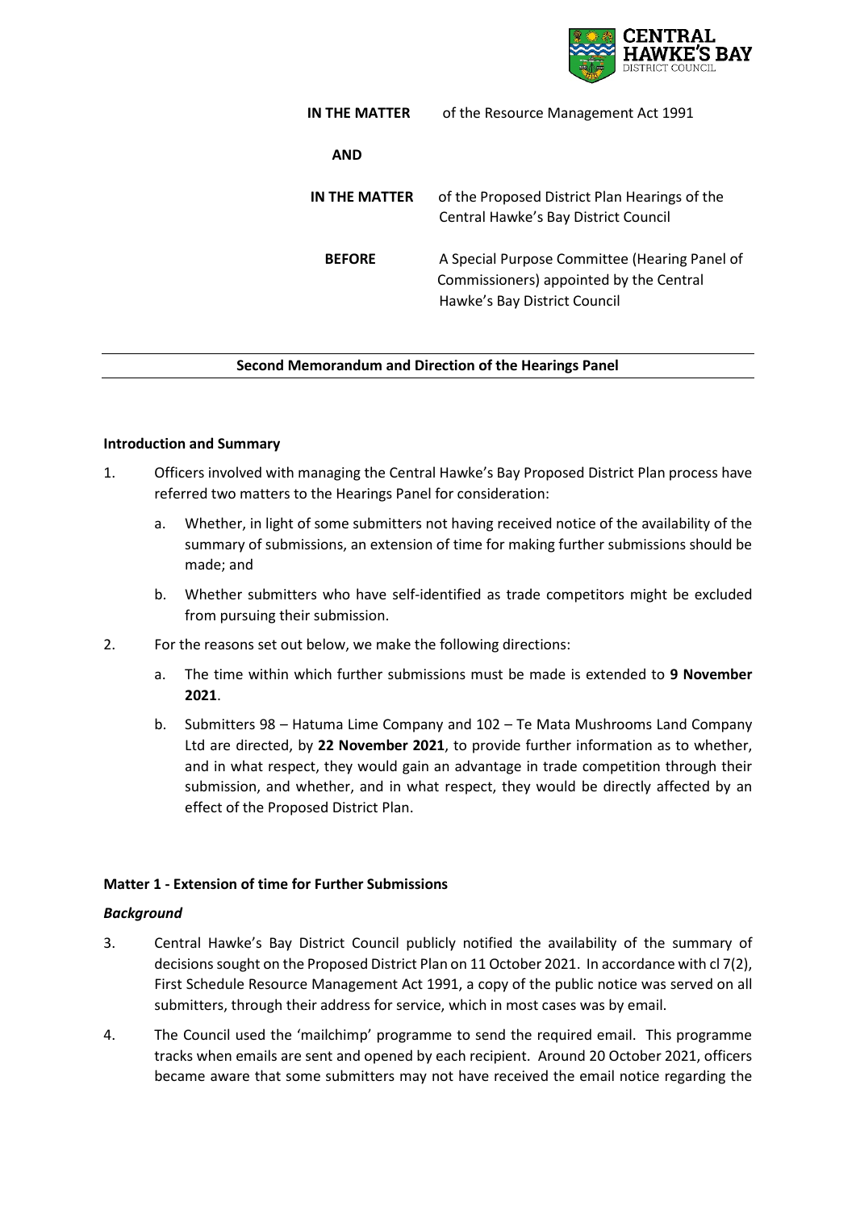CENTRAL HAWKE'S BAY DISTRICT COUNCIL

| | |
|---|---|
| **IN THE MATTER** | of the Resource Management Act 1991 |
| **AND** | |
| **IN THE MATTER** | of the Proposed District Plan Hearings of the Central Hawke's Bay District Council |
| **BEFORE** | A Special Purpose Committee (Hearing Panel of Commissioners) appointed by the Central Hawke's Bay District Council |

## Second Memorandum and Direction of the Hearings Panel

### Introduction and Summary

1. Officers involved with managing the Central Hawke's Bay Proposed District Plan process have referred two matters to the Hearings Panel for consideration:

   a. Whether, in light of some submitters not having received notice of the availability of the summary of submissions, an extension of time for making further submissions should be made; and

   b. Whether submitters who have self-identified as trade competitors might be excluded from pursuing their submission.

2. For the reasons set out below, we make the following directions:

   a. The time within which further submissions must be made is extended to **9 November 2021**.

   b. Submitters 98 – Hatuma Lime Company and 102 – Te Mata Mushrooms Land Company Ltd are directed, by **22 November 2021**, to provide further information as to whether, and in what respect, they would gain an advantage in trade competition through their submission, and whether, and in what respect, they would be directly affected by an effect of the Proposed District Plan.

### Matter 1 - Extension of time for Further Submissions

#### *Background*

3. Central Hawke's Bay District Council publicly notified the availability of the summary of decisions sought on the Proposed District Plan on 11 October 2021. In accordance with cl 7(2), First Schedule Resource Management Act 1991, a copy of the public notice was served on all submitters, through their address for service, which in most cases was by email.

4. The Council used the 'mailchimp' programme to send the required email. This programme tracks when emails are sent and opened by each recipient. Around 20 October 2021, officers became aware that some submitters may not have received the email notice regarding the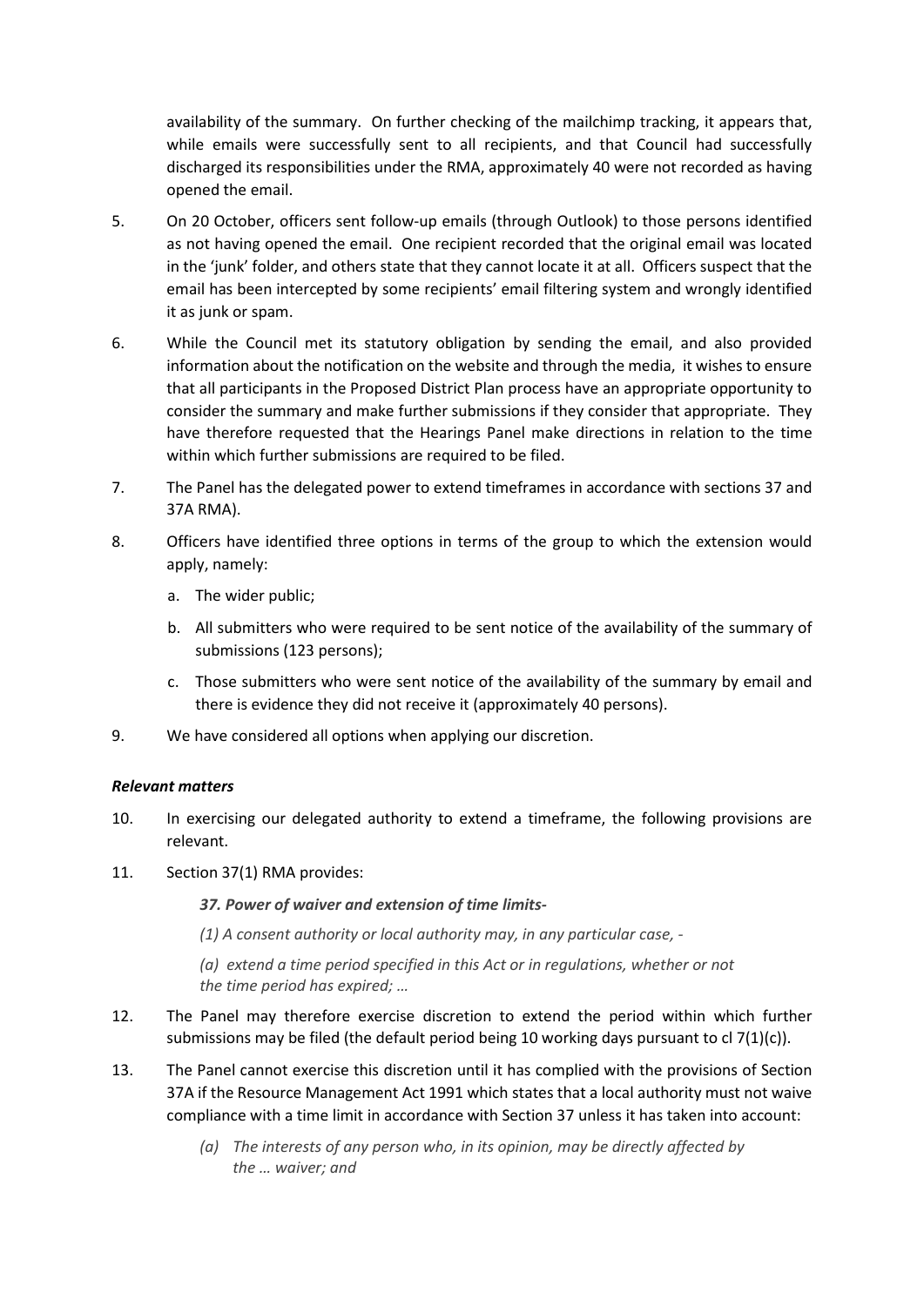availability of the summary. On further checking of the mailchimp tracking, it appears that, while emails were successfully sent to all recipients, and that Council had successfully discharged its responsibilities under the RMA, approximately 40 were not recorded as having opened the email.

5. On 20 October, officers sent follow-up emails (through Outlook) to those persons identified as not having opened the email. One recipient recorded that the original email was located in the 'junk' folder, and others state that they cannot locate it at all. Officers suspect that the email has been intercepted by some recipients' email filtering system and wrongly identified it as junk or spam.

6. While the Council met its statutory obligation by sending the email, and also provided information about the notification on the website and through the media, it wishes to ensure that all participants in the Proposed District Plan process have an appropriate opportunity to consider the summary and make further submissions if they consider that appropriate. They have therefore requested that the Hearings Panel make directions in relation to the time within which further submissions are required to be filed.

7. The Panel has the delegated power to extend timeframes in accordance with sections 37 and 37A RMA).

8. Officers have identified three options in terms of the group to which the extension would apply, namely:

   a. The wider public;

   b. All submitters who were required to be sent notice of the availability of the summary of submissions (123 persons);

   c. Those submitters who were sent notice of the availability of the summary by email and there is evidence they did not receive it (approximately 40 persons).

9. We have considered all options when applying our discretion.

***Relevant matters***

10. In exercising our delegated authority to extend a timeframe, the following provisions are relevant.

11. Section 37(1) RMA provides:

    ***37. Power of waiver and extension of time limits-***

    *(1) A consent authority or local authority may, in any particular case, -*

    *(a) extend a time period specified in this Act or in regulations, whether or not the time period has expired; …*

12. The Panel may therefore exercise discretion to extend the period within which further submissions may be filed (the default period being 10 working days pursuant to cl 7(1)(c)).

13. The Panel cannot exercise this discretion until it has complied with the provisions of Section 37A if the Resource Management Act 1991 which states that a local authority must not waive compliance with a time limit in accordance with Section 37 unless it has taken into account:

    *(a) The interests of any person who, in its opinion, may be directly affected by the … waiver; and*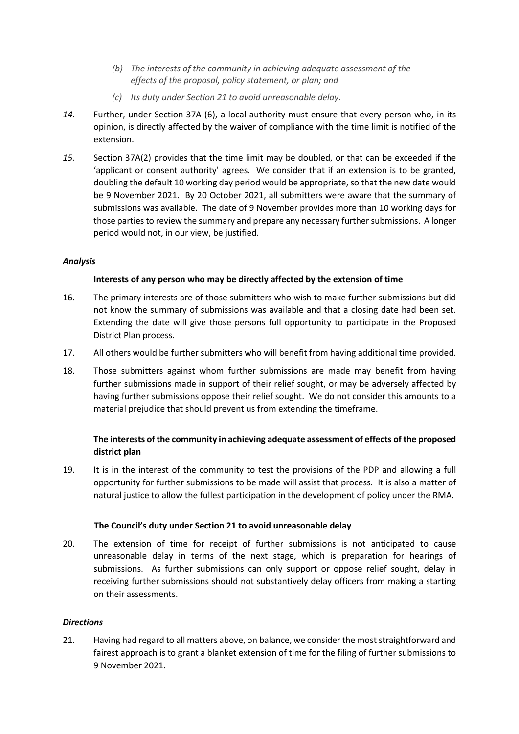*(b) The interests of the community in achieving adequate assessment of the effects of the proposal, policy statement, or plan; and*

*(c) Its duty under Section 21 to avoid unreasonable delay.*

*14.* Further, under Section 37A (6), a local authority must ensure that every person who, in its opinion, is directly affected by the waiver of compliance with the time limit is notified of the extension.

*15.* Section 37A(2) provides that the time limit may be doubled, or that can be exceeded if the 'applicant or consent authority' agrees. We consider that if an extension is to be granted, doubling the default 10 working day period would be appropriate, so that the new date would be 9 November 2021. By 20 October 2021, all submitters were aware that the summary of submissions was available. The date of 9 November provides more than 10 working days for those parties to review the summary and prepare any necessary further submissions. A longer period would not, in our view, be justified.

### *Analysis*

#### Interests of any person who may be directly affected by the extension of time

16. The primary interests are of those submitters who wish to make further submissions but did not know the summary of submissions was available and that a closing date had been set. Extending the date will give those persons full opportunity to participate in the Proposed District Plan process.

17. All others would be further submitters who will benefit from having additional time provided.

18. Those submitters against whom further submissions are made may benefit from having further submissions made in support of their relief sought, or may be adversely affected by having further submissions oppose their relief sought. We do not consider this amounts to a material prejudice that should prevent us from extending the timeframe.

#### The interests of the community in achieving adequate assessment of effects of the proposed district plan

19. It is in the interest of the community to test the provisions of the PDP and allowing a full opportunity for further submissions to be made will assist that process. It is also a matter of natural justice to allow the fullest participation in the development of policy under the RMA.

#### The Council's duty under Section 21 to avoid unreasonable delay

20. The extension of time for receipt of further submissions is not anticipated to cause unreasonable delay in terms of the next stage, which is preparation for hearings of submissions. As further submissions can only support or oppose relief sought, delay in receiving further submissions should not substantively delay officers from making a starting on their assessments.

### *Directions*

21. Having had regard to all matters above, on balance, we consider the most straightforward and fairest approach is to grant a blanket extension of time for the filing of further submissions to 9 November 2021.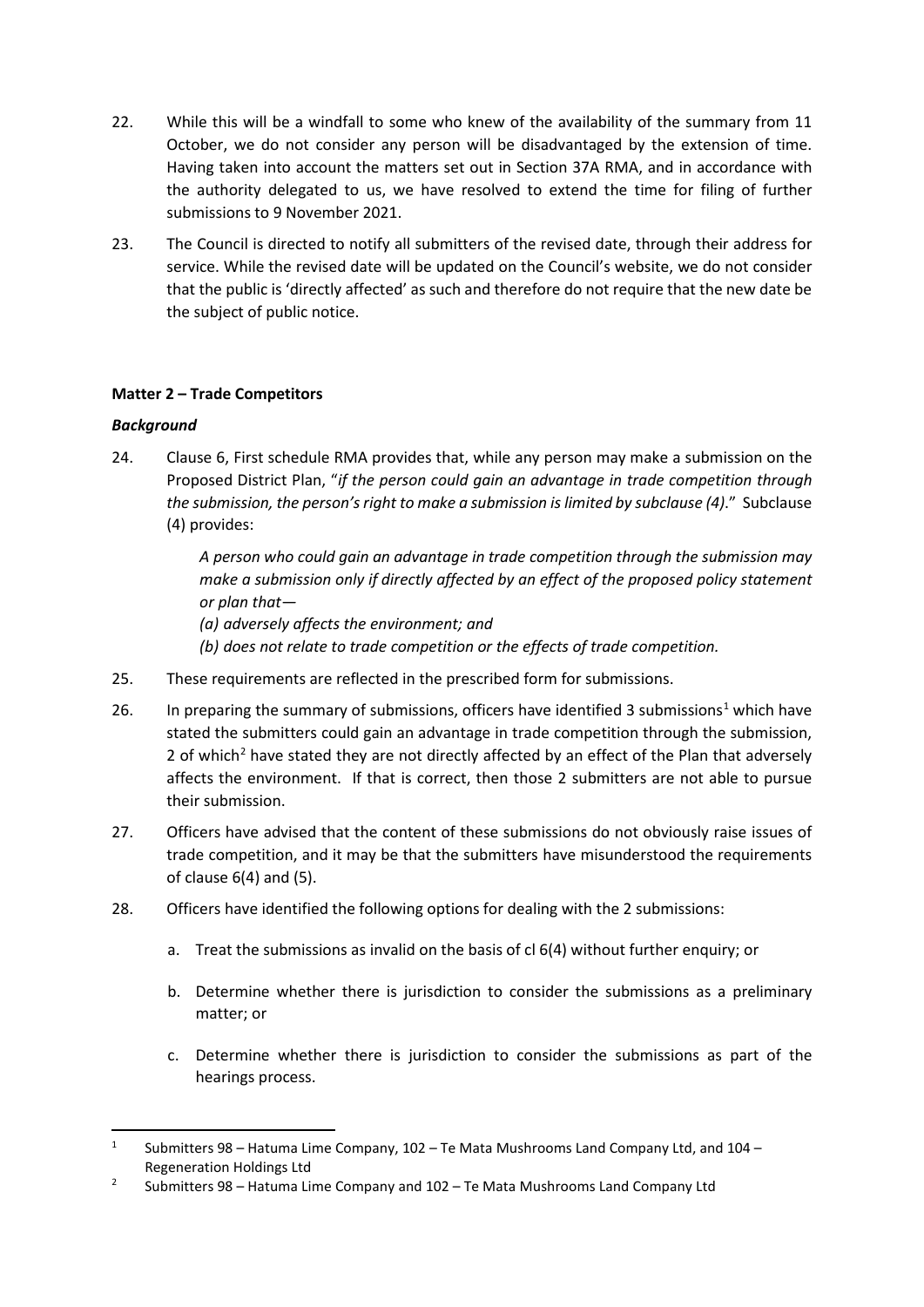22. While this will be a windfall to some who knew of the availability of the summary from 11 October, we do not consider any person will be disadvantaged by the extension of time. Having taken into account the matters set out in Section 37A RMA, and in accordance with the authority delegated to us, we have resolved to extend the time for filing of further submissions to 9 November 2021.

23. The Council is directed to notify all submitters of the revised date, through their address for service. While the revised date will be updated on the Council's website, we do not consider that the public is 'directly affected' as such and therefore do not require that the new date be the subject of public notice.

**Matter 2 – Trade Competitors**

***Background***

24. Clause 6, First schedule RMA provides that, while any person may make a submission on the Proposed District Plan, "*if the person could gain an advantage in trade competition through the submission, the person's right to make a submission is limited by subclause (4).*" Subclause (4) provides:

> *A person who could gain an advantage in trade competition through the submission may make a submission only if directly affected by an effect of the proposed policy statement or plan that—*
>
> *(a) adversely affects the environment; and*
>
> *(b) does not relate to trade competition or the effects of trade competition.*

25. These requirements are reflected in the prescribed form for submissions.

26. In preparing the summary of submissions, officers have identified 3 submissions[1] which have stated the submitters could gain an advantage in trade competition through the submission, 2 of which[2] have stated they are not directly affected by an effect of the Plan that adversely affects the environment. If that is correct, then those 2 submitters are not able to pursue their submission.

27. Officers have advised that the content of these submissions do not obviously raise issues of trade competition, and it may be that the submitters have misunderstood the requirements of clause 6(4) and (5).

28. Officers have identified the following options for dealing with the 2 submissions:

    a. Treat the submissions as invalid on the basis of cl 6(4) without further enquiry; or

    b. Determine whether there is jurisdiction to consider the submissions as a preliminary matter; or

    c. Determine whether there is jurisdiction to consider the submissions as part of the hearings process.

---

[1] Submitters 98 – Hatuma Lime Company, 102 – Te Mata Mushrooms Land Company Ltd, and 104 – Regeneration Holdings Ltd

[2] Submitters 98 – Hatuma Lime Company and 102 – Te Mata Mushrooms Land Company Ltd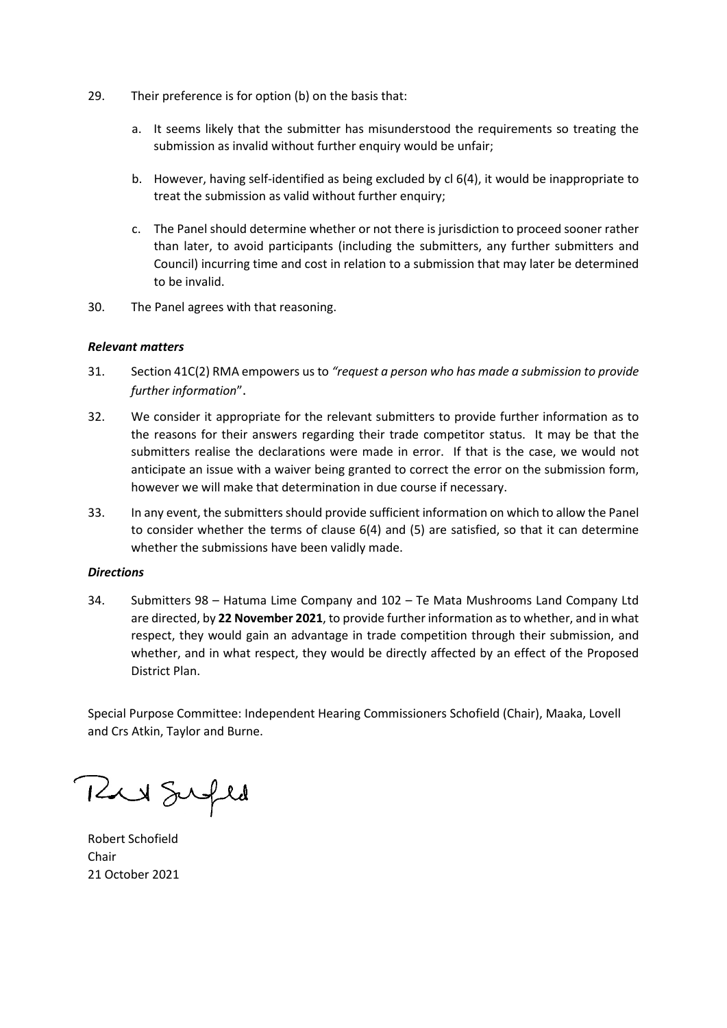29. Their preference is for option (b) on the basis that:

    a. It seems likely that the submitter has misunderstood the requirements so treating the submission as invalid without further enquiry would be unfair;

    b. However, having self-identified as being excluded by cl 6(4), it would be inappropriate to treat the submission as valid without further enquiry;

    c. The Panel should determine whether or not there is jurisdiction to proceed sooner rather than later, to avoid participants (including the submitters, any further submitters and Council) incurring time and cost in relation to a submission that may later be determined to be invalid.

30. The Panel agrees with that reasoning.

***Relevant matters***

31. Section 41C(2) RMA empowers us to *"request a person who has made a submission to provide further information*".

32. We consider it appropriate for the relevant submitters to provide further information as to the reasons for their answers regarding their trade competitor status. It may be that the submitters realise the declarations were made in error. If that is the case, we would not anticipate an issue with a waiver being granted to correct the error on the submission form, however we will make that determination in due course if necessary.

33. In any event, the submitters should provide sufficient information on which to allow the Panel to consider whether the terms of clause 6(4) and (5) are satisfied, so that it can determine whether the submissions have been validly made.

***Directions***

34. Submitters 98 – Hatuma Lime Company and 102 – Te Mata Mushrooms Land Company Ltd are directed, by **22 November 2021**, to provide further information as to whether, and in what respect, they would gain an advantage in trade competition through their submission, and whether, and in what respect, they would be directly affected by an effect of the Proposed District Plan.

Special Purpose Committee: Independent Hearing Commissioners Schofield (Chair), Maaka, Lovell and Crs Atkin, Taylor and Burne.

Robert Schofield
Chair
21 October 2021